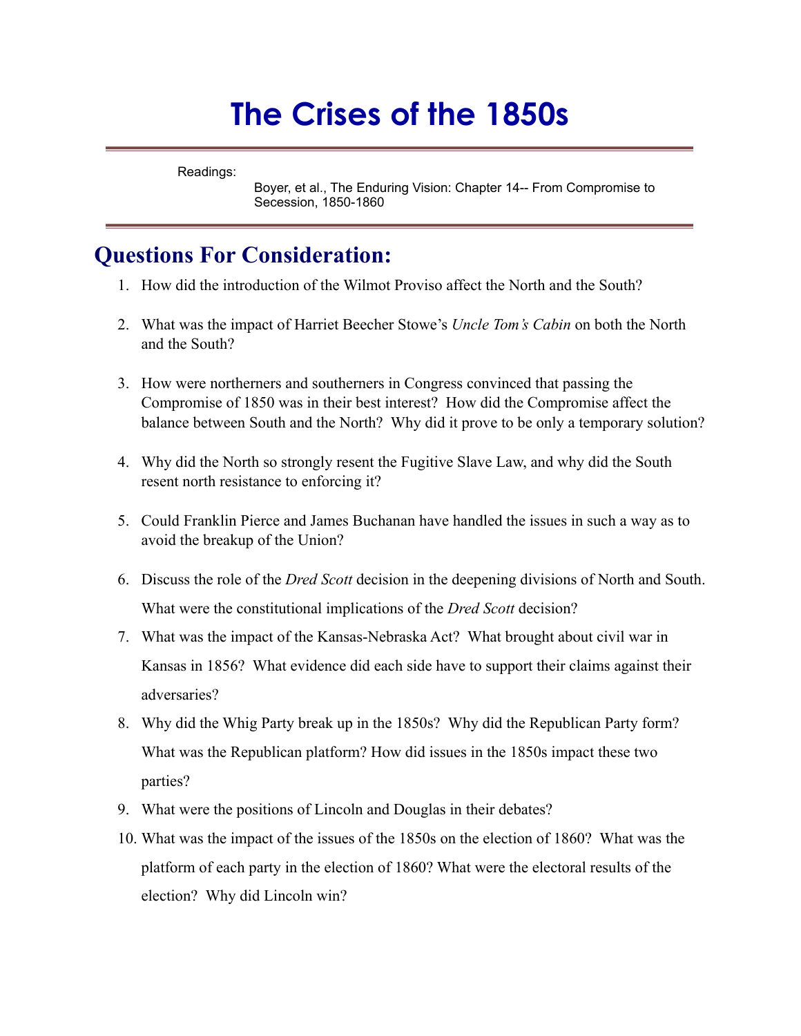# The Crises of the 1850s

Readings:

Boyer, et al., The Enduring Vision: Chapter 14-- From Compromise to Secession, 1850-1860

## Questions For Consideration:

1. How did the introduction of the Wilmot Proviso affect the North and the South?
2. What was the impact of Harriet Beecher Stowe's *Uncle Tom's Cabin* on both the North and the South?
3. How were northerners and southerners in Congress convinced that passing the Compromise of 1850 was in their best interest? How did the Compromise affect the balance between South and the North? Why did it prove to be only a temporary solution?
4. Why did the North so strongly resent the Fugitive Slave Law, and why did the South resent north resistance to enforcing it?
5. Could Franklin Pierce and James Buchanan have handled the issues in such a way as to avoid the breakup of the Union?
6. Discuss the role of the *Dred Scott* decision in the deepening divisions of North and South. What were the constitutional implications of the *Dred Scott* decision?
7. What was the impact of the Kansas-Nebraska Act? What brought about civil war in Kansas in 1856? What evidence did each side have to support their claims against their adversaries?
8. Why did the Whig Party break up in the 1850s? Why did the Republican Party form? What was the Republican platform? How did issues in the 1850s impact these two parties?
9. What were the positions of Lincoln and Douglas in their debates?
10. What was the impact of the issues of the 1850s on the election of 1860? What was the platform of each party in the election of 1860? What were the electoral results of the election? Why did Lincoln win?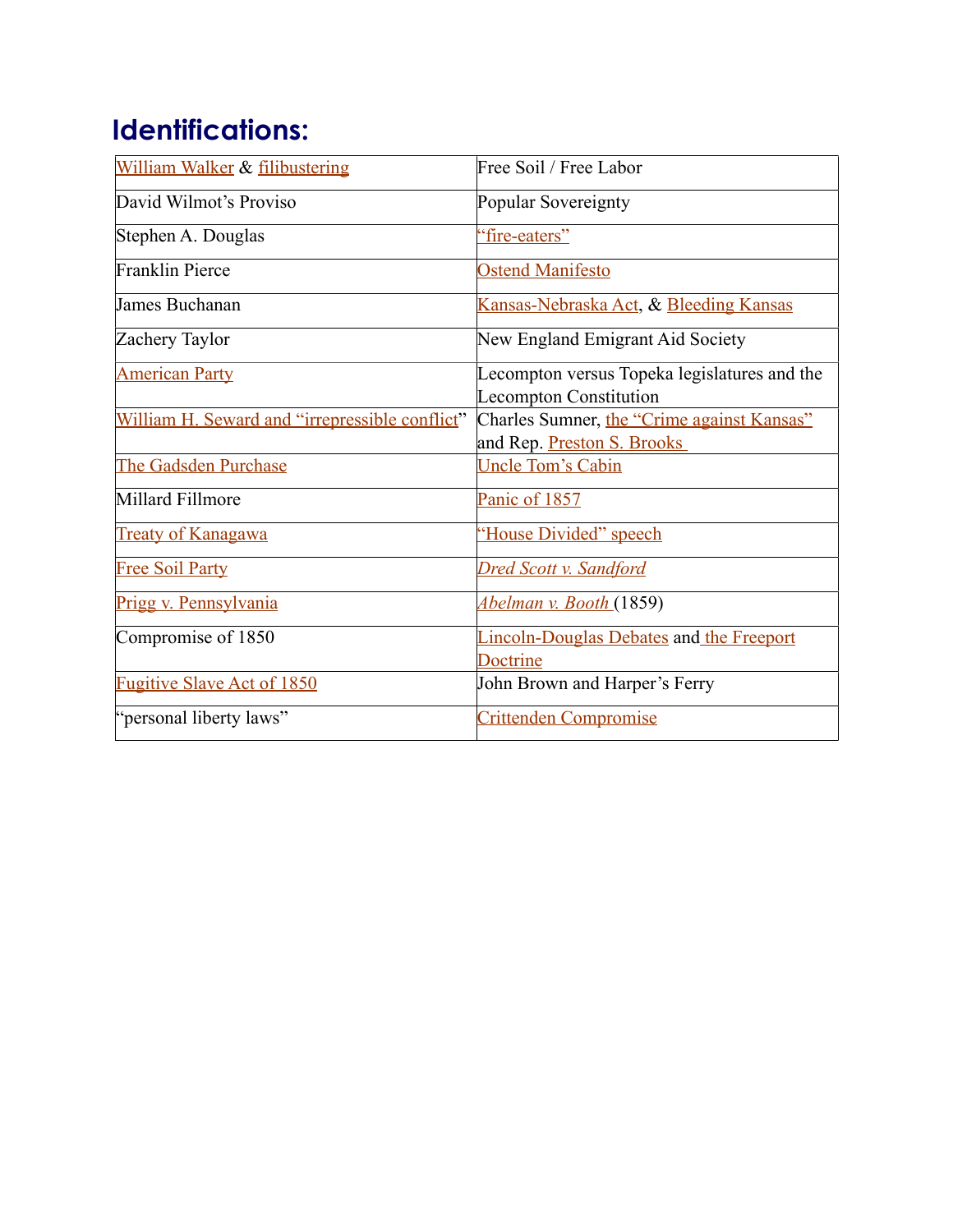## Identifications:

| | |
|---|---|
| William Walker & filibustering | Free Soil / Free Labor |
| David Wilmot's Proviso | Popular Sovereignty |
| Stephen A. Douglas | "fire-eaters" |
| Franklin Pierce | Ostend Manifesto |
| James Buchanan | Kansas-Nebraska Act, & Bleeding Kansas |
| Zachery Taylor | New England Emigrant Aid Society |
| American Party | Lecompton versus Topeka legislatures and the Lecompton Constitution |
| William H. Seward and "irrepressible conflict" | Charles Sumner, the "Crime against Kansas" and Rep. Preston S. Brooks |
| The Gadsden Purchase | Uncle Tom's Cabin |
| Millard Fillmore | Panic of 1857 |
| Treaty of Kanagawa | "House Divided" speech |
| Free Soil Party | *Dred Scott v. Sandford* |
| Prigg v. Pennsylvania | *Abelman v. Booth* (1859) |
| Compromise of 1850 | Lincoln-Douglas Debates and the Freeport Doctrine |
| Fugitive Slave Act of 1850 | John Brown and Harper's Ferry |
| "personal liberty laws" | Crittenden Compromise |